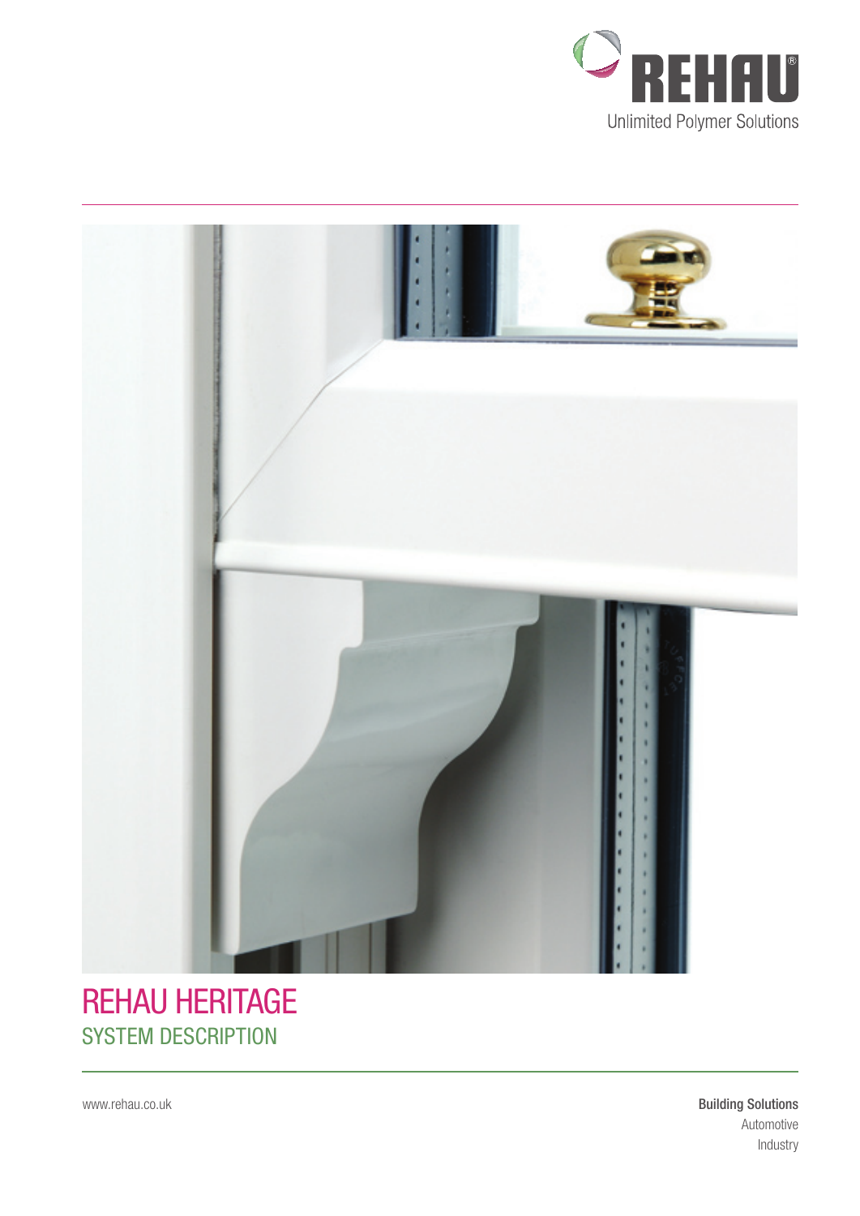REHAU

Unlimited Polymer Solutions

# REHAU HERITAGE

## SYSTEM DESCRIPTION

www.rehau.co.uk

**Building Solutions**
Automotive
Industry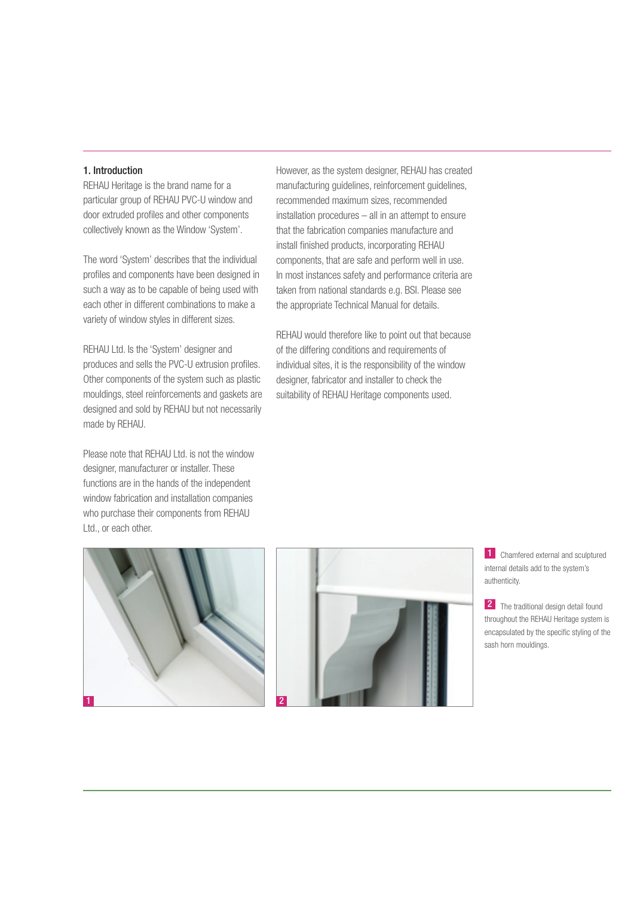## 1. Introduction

REHAU Heritage is the brand name for a particular group of REHAU PVC-U window and door extruded profiles and other components collectively known as the Window 'System'.

The word 'System' describes that the individual profiles and components have been designed in such a way as to be capable of being used with each other in different combinations to make a variety of window styles in different sizes.

REHAU Ltd. Is the 'System' designer and produces and sells the PVC-U extrusion profiles. Other components of the system such as plastic mouldings, steel reinforcements and gaskets are designed and sold by REHAU but not necessarily made by REHAU.

Please note that REHAU Ltd. is not the window designer, manufacturer or installer. These functions are in the hands of the independent window fabrication and installation companies who purchase their components from REHAU Ltd., or each other.

However, as the system designer, REHAU has created manufacturing guidelines, reinforcement guidelines, recommended maximum sizes, recommended installation procedures – all in an attempt to ensure that the fabrication companies manufacture and install finished products, incorporating REHAU components, that are safe and perform well in use. In most instances safety and performance criteria are taken from national standards e.g. BSI. Please see the appropriate Technical Manual for details.

REHAU would therefore like to point out that because of the differing conditions and requirements of individual sites, it is the responsibility of the window designer, fabricator and installer to check the suitability of REHAU Heritage components used.

1 Chamfered external and sculptured internal details add to the system's authenticity.

2 The traditional design detail found throughout the REHAU Heritage system is encapsulated by the specific styling of the sash horn mouldings.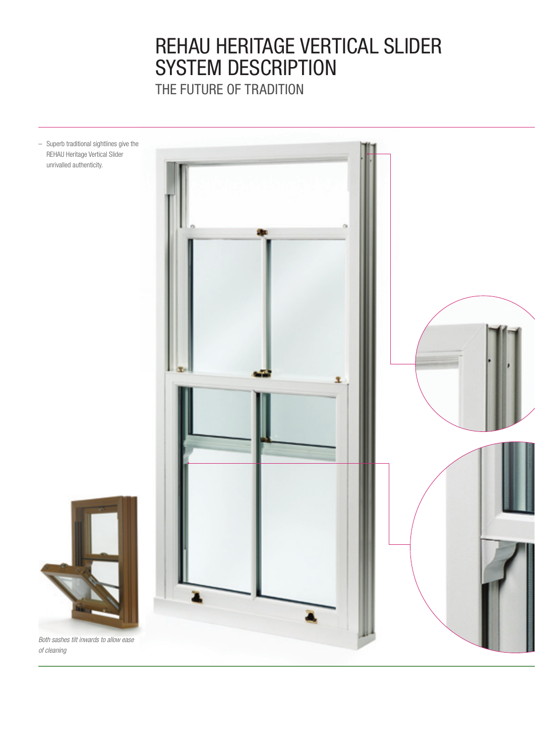# REHAU HERITAGE VERTICAL SLIDER SYSTEM DESCRIPTION

## THE FUTURE OF TRADITION

- Superb traditional sightlines give the REHAU Heritage Vertical Slider unrivalled authenticity.

*Both sashes tilt inwards to allow ease of cleaning*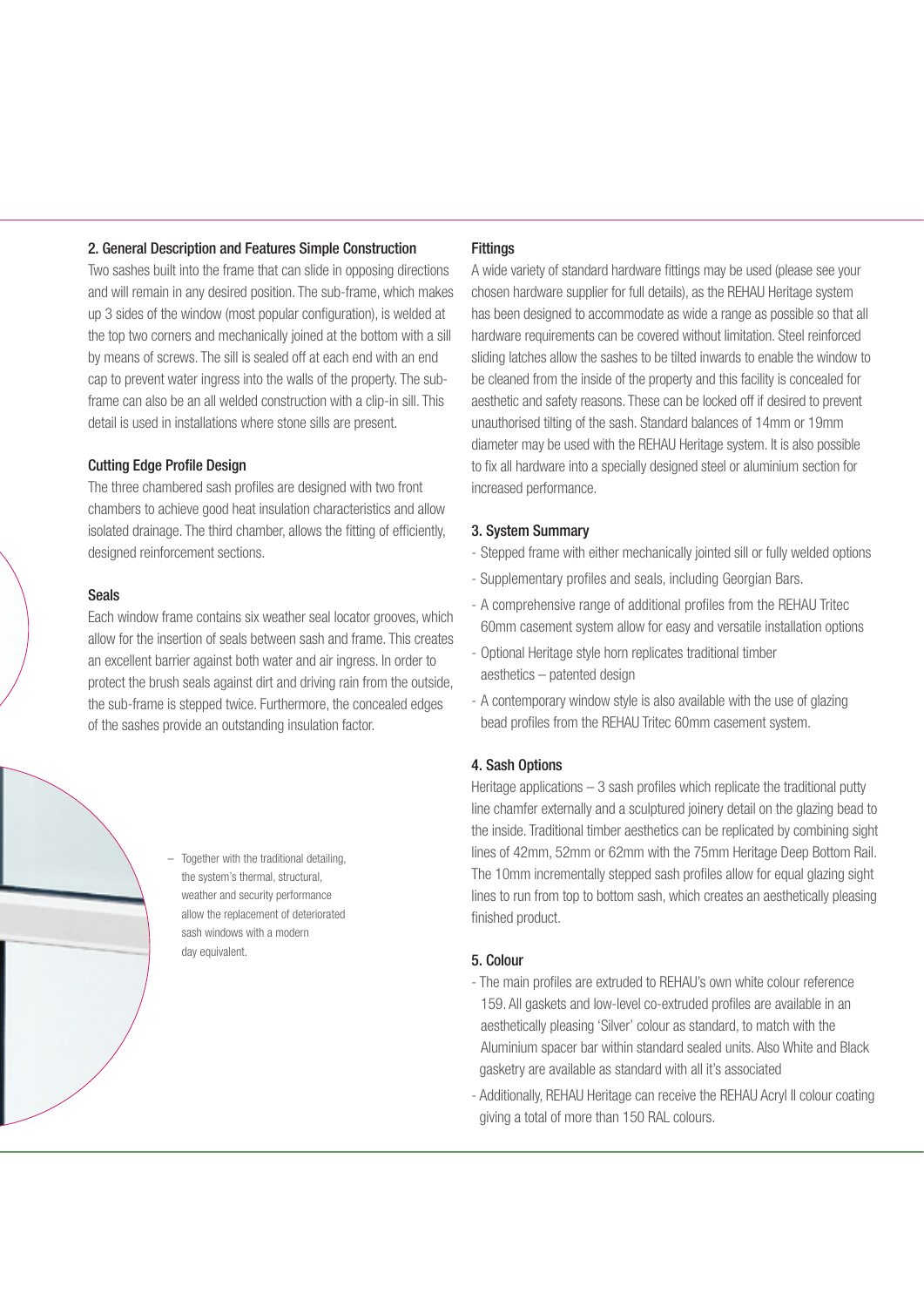## 2. General Description and Features Simple Construction

Two sashes built into the frame that can slide in opposing directions and will remain in any desired position. The sub-frame, which makes up 3 sides of the window (most popular configuration), is welded at the top two corners and mechanically joined at the bottom with a sill by means of screws. The sill is sealed off at each end with an end cap to prevent water ingress into the walls of the property. The sub-frame can also be an all welded construction with a clip-in sill. This detail is used in installations where stone sills are present.

### Cutting Edge Profile Design

The three chambered sash profiles are designed with two front chambers to achieve good heat insulation characteristics and allow isolated drainage. The third chamber, allows the fitting of efficiently, designed reinforcement sections.

### Seals

Each window frame contains six weather seal locator grooves, which allow for the insertion of seals between sash and frame. This creates an excellent barrier against both water and air ingress. In order to protect the brush seals against dirt and driving rain from the outside, the sub-frame is stepped twice. Furthermore, the concealed edges of the sashes provide an outstanding insulation factor.

– Together with the traditional detailing, the system's thermal, structural, weather and security performance allow the replacement of deteriorated sash windows with a modern day equivalent.

### Fittings

A wide variety of standard hardware fittings may be used (please see your chosen hardware supplier for full details), as the REHAU Heritage system has been designed to accommodate as wide a range as possible so that all hardware requirements can be covered without limitation. Steel reinforced sliding latches allow the sashes to be tilted inwards to enable the window to be cleaned from the inside of the property and this facility is concealed for aesthetic and safety reasons. These can be locked off if desired to prevent unauthorised tilting of the sash. Standard balances of 14mm or 19mm diameter may be used with the REHAU Heritage system. It is also possible to fix all hardware into a specially designed steel or aluminium section for increased performance.

## 3. System Summary

- Stepped frame with either mechanically jointed sill or fully welded options
- Supplementary profiles and seals, including Georgian Bars.
- A comprehensive range of additional profiles from the REHAU Tritec 60mm casement system allow for easy and versatile installation options
- Optional Heritage style horn replicates traditional timber aesthetics – patented design
- A contemporary window style is also available with the use of glazing bead profiles from the REHAU Tritec 60mm casement system.

## 4. Sash Options

Heritage applications – 3 sash profiles which replicate the traditional putty line chamfer externally and a sculptured joinery detail on the glazing bead to the inside. Traditional timber aesthetics can be replicated by combining sight lines of 42mm, 52mm or 62mm with the 75mm Heritage Deep Bottom Rail. The 10mm incrementally stepped sash profiles allow for equal glazing sight lines to run from top to bottom sash, which creates an aesthetically pleasing finished product.

## 5. Colour

- The main profiles are extruded to REHAU's own white colour reference 159. All gaskets and low-level co-extruded profiles are available in an aesthetically pleasing 'Silver' colour as standard, to match with the Aluminium spacer bar within standard sealed units. Also White and Black gasketry are available as standard with all it's associated
- Additionally, REHAU Heritage can receive the REHAU Acryl II colour coating giving a total of more than 150 RAL colours.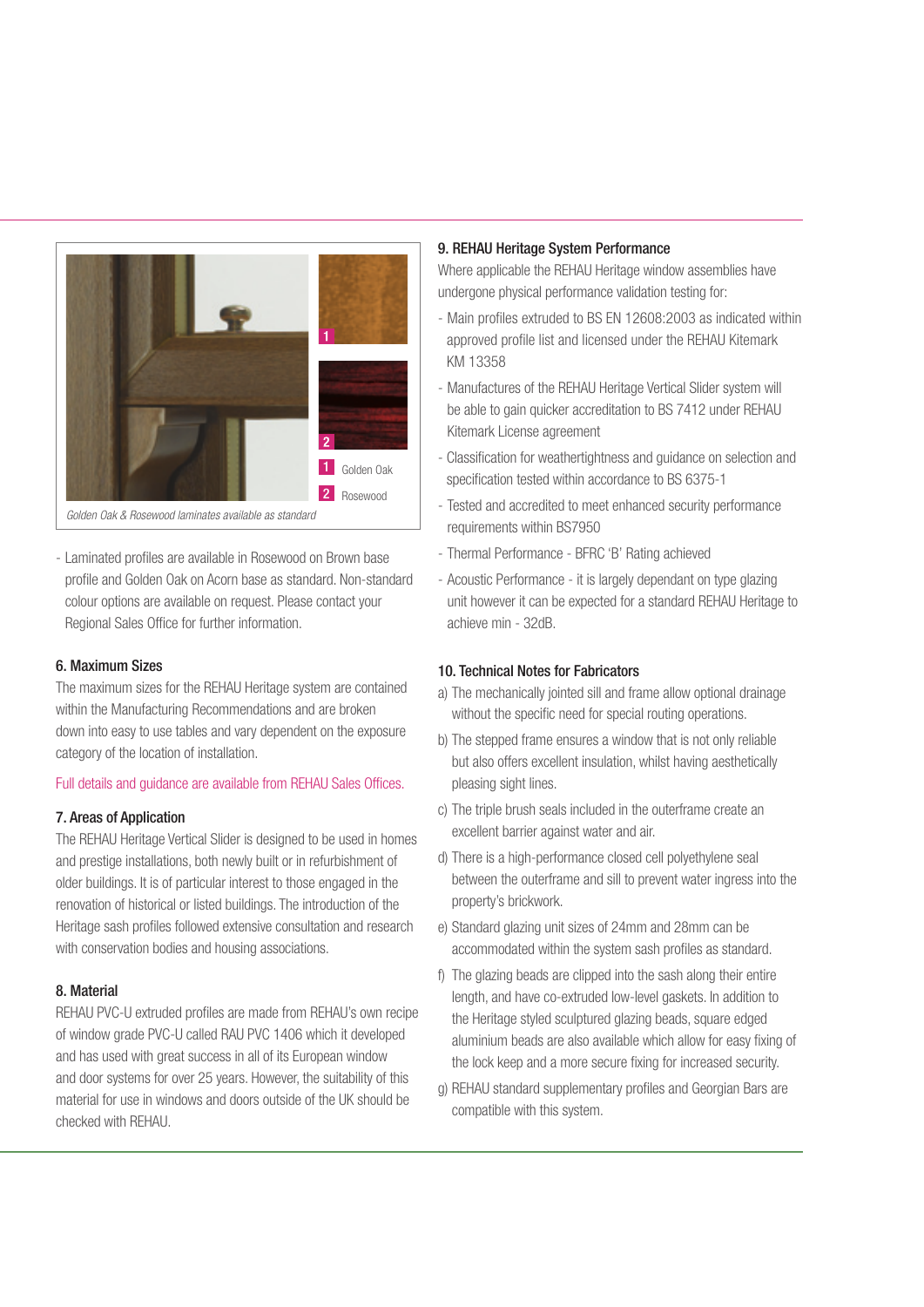1 Golden Oak

2 Rosewood

*Golden Oak & Rosewood laminates available as standard*

- Laminated profiles are available in Rosewood on Brown base profile and Golden Oak on Acorn base as standard. Non-standard colour options are available on request. Please contact your Regional Sales Office for further information.

### 6. Maximum Sizes

The maximum sizes for the REHAU Heritage system are contained within the Manufacturing Recommendations and are broken down into easy to use tables and vary dependent on the exposure category of the location of installation.

Full details and guidance are available from REHAU Sales Offices.

### 7. Areas of Application

The REHAU Heritage Vertical Slider is designed to be used in homes and prestige installations, both newly built or in refurbishment of older buildings. It is of particular interest to those engaged in the renovation of historical or listed buildings. The introduction of the Heritage sash profiles followed extensive consultation and research with conservation bodies and housing associations.

### 8. Material

REHAU PVC-U extruded profiles are made from REHAU's own recipe of window grade PVC-U called RAU PVC 1406 which it developed and has used with great success in all of its European window and door systems for over 25 years. However, the suitability of this material for use in windows and doors outside of the UK should be checked with REHAU.

### 9. REHAU Heritage System Performance

Where applicable the REHAU Heritage window assemblies have undergone physical performance validation testing for:

- Main profiles extruded to BS EN 12608:2003 as indicated within approved profile list and licensed under the REHAU Kitemark KM 13358
- Manufactures of the REHAU Heritage Vertical Slider system will be able to gain quicker accreditation to BS 7412 under REHAU Kitemark License agreement
- Classification for weathertightness and guidance on selection and specification tested within accordance to BS 6375-1
- Tested and accredited to meet enhanced security performance requirements within BS7950
- Thermal Performance - BFRC 'B' Rating achieved
- Acoustic Performance - it is largely dependant on type glazing unit however it can be expected for a standard REHAU Heritage to achieve min - 32dB.

### 10. Technical Notes for Fabricators

a) The mechanically jointed sill and frame allow optional drainage without the specific need for special routing operations.

b) The stepped frame ensures a window that is not only reliable but also offers excellent insulation, whilst having aesthetically pleasing sight lines.

c) The triple brush seals included in the outerframe create an excellent barrier against water and air.

d) There is a high-performance closed cell polyethylene seal between the outerframe and sill to prevent water ingress into the property's brickwork.

e) Standard glazing unit sizes of 24mm and 28mm can be accommodated within the system sash profiles as standard.

f) The glazing beads are clipped into the sash along their entire length, and have co-extruded low-level gaskets. In addition to the Heritage styled sculptured glazing beads, square edged aluminium beads are also available which allow for easy fixing of the lock keep and a more secure fixing for increased security.

g) REHAU standard supplementary profiles and Georgian Bars are compatible with this system.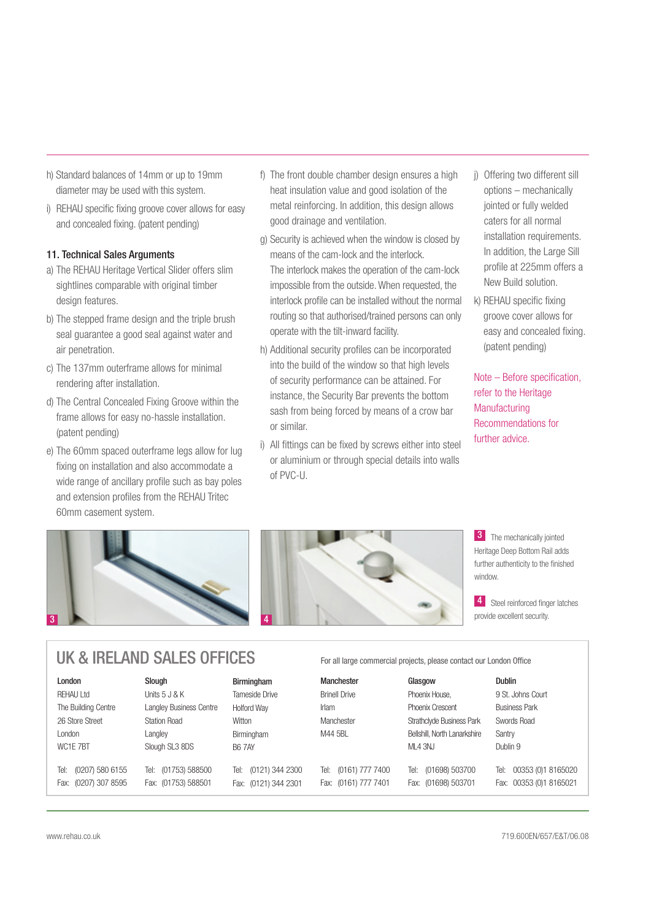h) Standard balances of 14mm or up to 19mm diameter may be used with this system.

i) REHAU specific fixing groove cover allows for easy and concealed fixing. (patent pending)

### 11. Technical Sales Arguments

a) The REHAU Heritage Vertical Slider offers slim sightlines comparable with original timber design features.

b) The stepped frame design and the triple brush seal guarantee a good seal against water and air penetration.

c) The 137mm outerframe allows for minimal rendering after installation.

d) The Central Concealed Fixing Groove within the frame allows for easy no-hassle installation. (patent pending)

e) The 60mm spaced outerframe legs allow for lug fixing on installation and also accommodate a wide range of ancillary profile such as bay poles and extension profiles from the REHAU Tritec 60mm casement system.

f) The front double chamber design ensures a high heat insulation value and good isolation of the metal reinforcing. In addition, this design allows good drainage and ventilation.

g) Security is achieved when the window is closed by means of the cam-lock and the interlock. The interlock makes the operation of the cam-lock impossible from the outside. When requested, the interlock profile can be installed without the normal routing so that authorised/trained persons can only operate with the tilt-inward facility.

h) Additional security profiles can be incorporated into the build of the window so that high levels of security performance can be attained. For instance, the Security Bar prevents the bottom sash from being forced by means of a crow bar or similar.

i) All fittings can be fixed by screws either into steel or aluminium or through special details into walls of PVC-U.

j) Offering two different sill options – mechanically jointed or fully welded caters for all normal installation requirements. In addition, the Large Sill profile at 225mm offers a New Build solution.

k) REHAU specific fixing groove cover allows for easy and concealed fixing. (patent pending)

Note – Before specification, refer to the Heritage Manufacturing Recommendations for further advice.

3 The mechanically jointed Heritage Deep Bottom Rail adds further authenticity to the finished window.

4 Steel reinforced finger latches provide excellent security.

## UK & IRELAND SALES OFFICES

For all large commercial projects, please contact our London Office

| London | Slough | Birmingham | Manchester | Glasgow | Dublin |
|---|---|---|---|---|---|
| REHAU Ltd | Units 5 J & K | Tameside Drive | Brinell Drive | Phoenix House, | 9 St. Johns Court |
| The Building Centre | Langley Business Centre | Holford Way | Irlam | Phoenix Crescent | Business Park |
| 26 Store Street | Station Road | Witton | Manchester | Strathclyde Business Park | Swords Road |
| London | Langley | Birmingham | M44 5BL | Bellshill, North Lanarkshire | Santry |
| WC1E 7BT | Slough SL3 8DS | B6 7AY | | ML4 3NJ | Dublin 9 |
| Tel: (0207) 580 6155 | Tel: (01753) 588500 | Tel: (0121) 344 2300 | Tel: (0161) 777 7400 | Tel: (01698) 503700 | Tel: 00353 (0)1 8165020 |
| Fax: (0207) 307 8595 | Fax: (01753) 588501 | Fax: (0121) 344 2301 | Fax: (0161) 777 7401 | Fax: (01698) 503701 | Fax: 00353 (0)1 8165021 |

www.rehau.co.uk

719.600EN/657/E&T/06.08